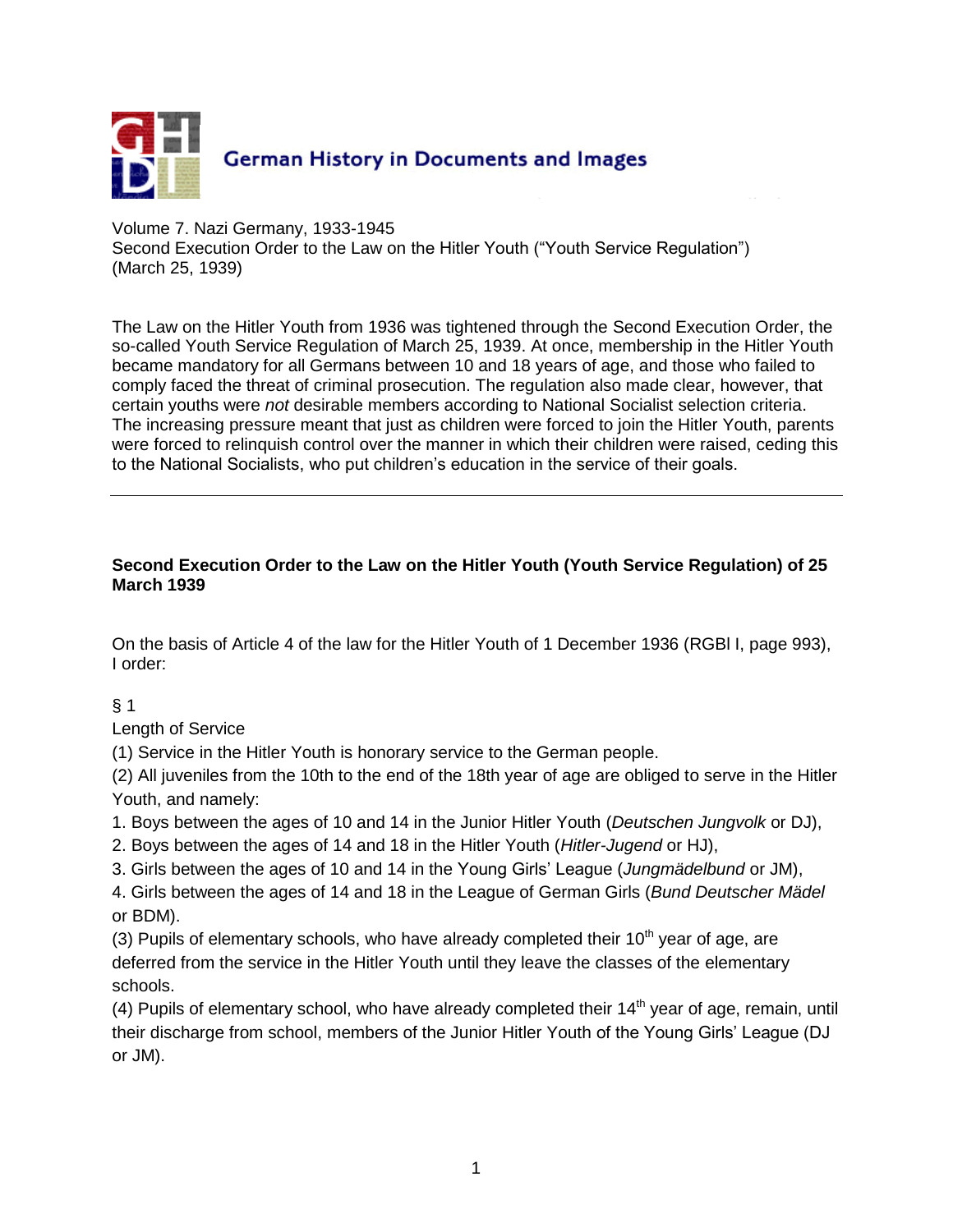German History in Documents and Images

Volume 7. Nazi Germany, 1933-1945
Second Execution Order to the Law on the Hitler Youth ("Youth Service Regulation") (March 25, 1939)

The Law on the Hitler Youth from 1936 was tightened through the Second Execution Order, the so-called Youth Service Regulation of March 25, 1939. At once, membership in the Hitler Youth became mandatory for all Germans between 10 and 18 years of age, and those who failed to comply faced the threat of criminal prosecution. The regulation also made clear, however, that certain youths were *not* desirable members according to National Socialist selection criteria. The increasing pressure meant that just as children were forced to join the Hitler Youth, parents were forced to relinquish control over the manner in which their children were raised, ceding this to the National Socialists, who put children's education in the service of their goals.

---

**Second Execution Order to the Law on the Hitler Youth (Youth Service Regulation) of 25 March 1939**

On the basis of Article 4 of the law for the Hitler Youth of 1 December 1936 (RGBl I, page 993), I order:

§ 1

Length of Service

(1) Service in the Hitler Youth is honorary service to the German people.

(2) All juveniles from the 10th to the end of the 18th year of age are obliged to serve in the Hitler Youth, and namely:

1. Boys between the ages of 10 and 14 in the Junior Hitler Youth (*Deutschen Jungvolk* or DJ),
2. Boys between the ages of 14 and 18 in the Hitler Youth (*Hitler-Jugend* or HJ),
3. Girls between the ages of 10 and 14 in the Young Girls' League (*Jungmädelbund* or JM),
4. Girls between the ages of 14 and 18 in the League of German Girls (*Bund Deutscher Mädel* or BDM).

(3) Pupils of elementary schools, who have already completed their 10th year of age, are deferred from the service in the Hitler Youth until they leave the classes of the elementary schools.

(4) Pupils of elementary school, who have already completed their 14th year of age, remain, until their discharge from school, members of the Junior Hitler Youth of the Young Girls' League (DJ or JM).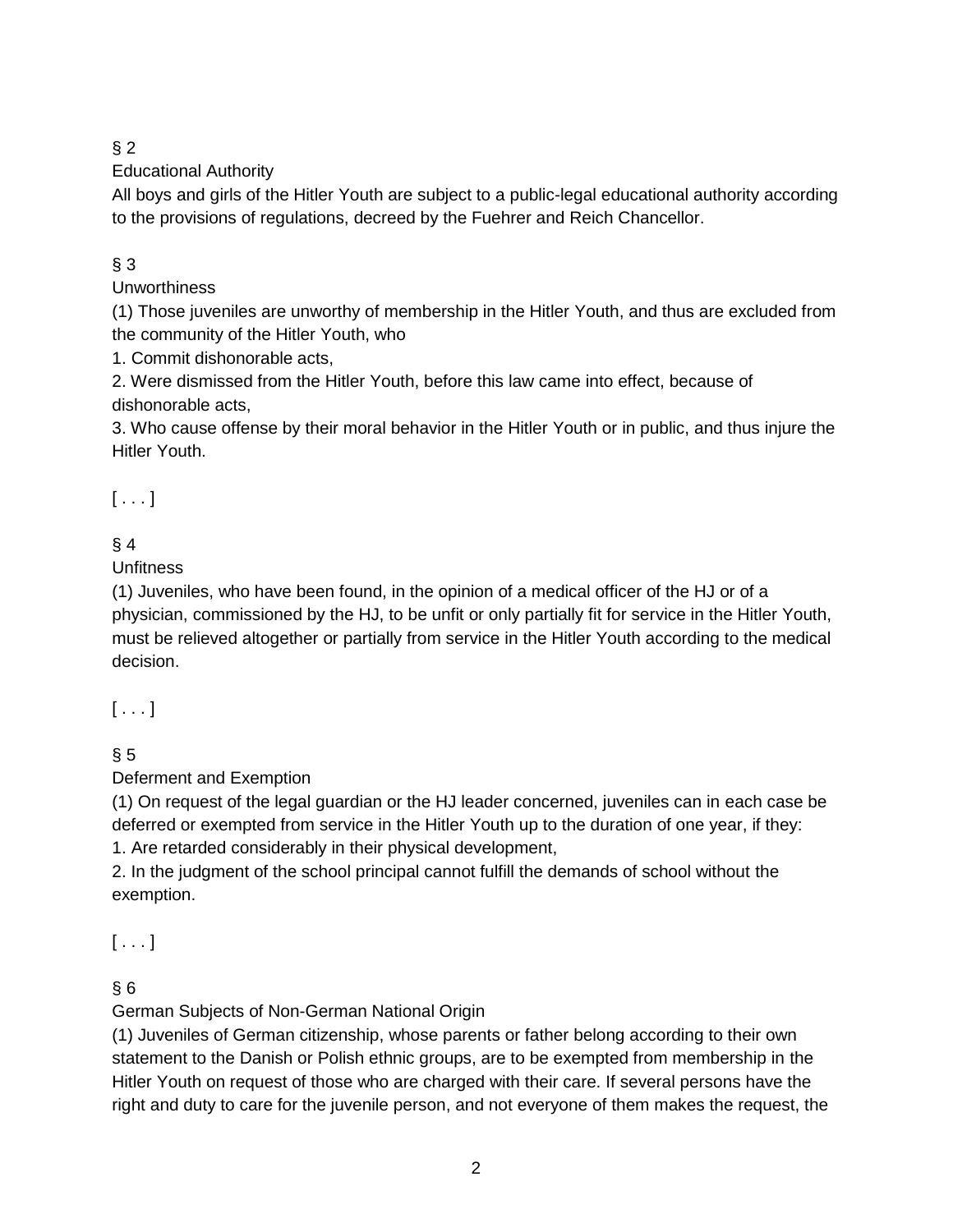§ 2

Educational Authority

All boys and girls of the Hitler Youth are subject to a public-legal educational authority according to the provisions of regulations, decreed by the Fuehrer and Reich Chancellor.

§ 3

Unworthiness

(1) Those juveniles are unworthy of membership in the Hitler Youth, and thus are excluded from the community of the Hitler Youth, who

1. Commit dishonorable acts,
2. Were dismissed from the Hitler Youth, before this law came into effect, because of dishonorable acts,
3. Who cause offense by their moral behavior in the Hitler Youth or in public, and thus injure the Hitler Youth.

[ . . . ]

§ 4

Unfitness

(1) Juveniles, who have been found, in the opinion of a medical officer of the HJ or of a physician, commissioned by the HJ, to be unfit or only partially fit for service in the Hitler Youth, must be relieved altogether or partially from service in the Hitler Youth according to the medical decision.

[ . . . ]

§ 5

Deferment and Exemption

(1) On request of the legal guardian or the HJ leader concerned, juveniles can in each case be deferred or exempted from service in the Hitler Youth up to the duration of one year, if they:

1. Are retarded considerably in their physical development,
2. In the judgment of the school principal cannot fulfill the demands of school without the exemption.

[ . . . ]

§ 6

German Subjects of Non-German National Origin

(1) Juveniles of German citizenship, whose parents or father belong according to their own statement to the Danish or Polish ethnic groups, are to be exempted from membership in the Hitler Youth on request of those who are charged with their care. If several persons have the right and duty to care for the juvenile person, and not everyone of them makes the request, the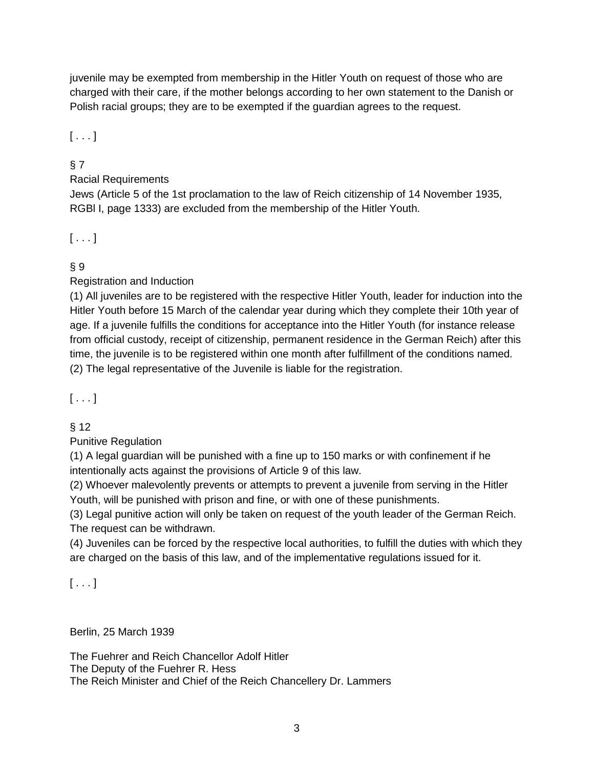juvenile may be exempted from membership in the Hitler Youth on request of those who are charged with their care, if the mother belongs according to her own statement to the Danish or Polish racial groups; they are to be exempted if the guardian agrees to the request.

[ . . . ]

§ 7

Racial Requirements

Jews (Article 5 of the 1st proclamation to the law of Reich citizenship of 14 November 1935, RGBl I, page 1333) are excluded from the membership of the Hitler Youth.

[ . . . ]

§ 9

Registration and Induction

(1) All juveniles are to be registered with the respective Hitler Youth, leader for induction into the Hitler Youth before 15 March of the calendar year during which they complete their 10th year of age. If a juvenile fulfills the conditions for acceptance into the Hitler Youth (for instance release from official custody, receipt of citizenship, permanent residence in the German Reich) after this time, the juvenile is to be registered within one month after fulfillment of the conditions named.
(2) The legal representative of the Juvenile is liable for the registration.

[ . . . ]

§ 12

Punitive Regulation

(1) A legal guardian will be punished with a fine up to 150 marks or with confinement if he intentionally acts against the provisions of Article 9 of this law.
(2) Whoever malevolently prevents or attempts to prevent a juvenile from serving in the Hitler Youth, will be punished with prison and fine, or with one of these punishments.
(3) Legal punitive action will only be taken on request of the youth leader of the German Reich. The request can be withdrawn.
(4) Juveniles can be forced by the respective local authorities, to fulfill the duties with which they are charged on the basis of this law, and of the implementative regulations issued for it.

[ . . . ]

Berlin, 25 March 1939

The Fuehrer and Reich Chancellor Adolf Hitler
The Deputy of the Fuehrer R. Hess
The Reich Minister and Chief of the Reich Chancellery Dr. Lammers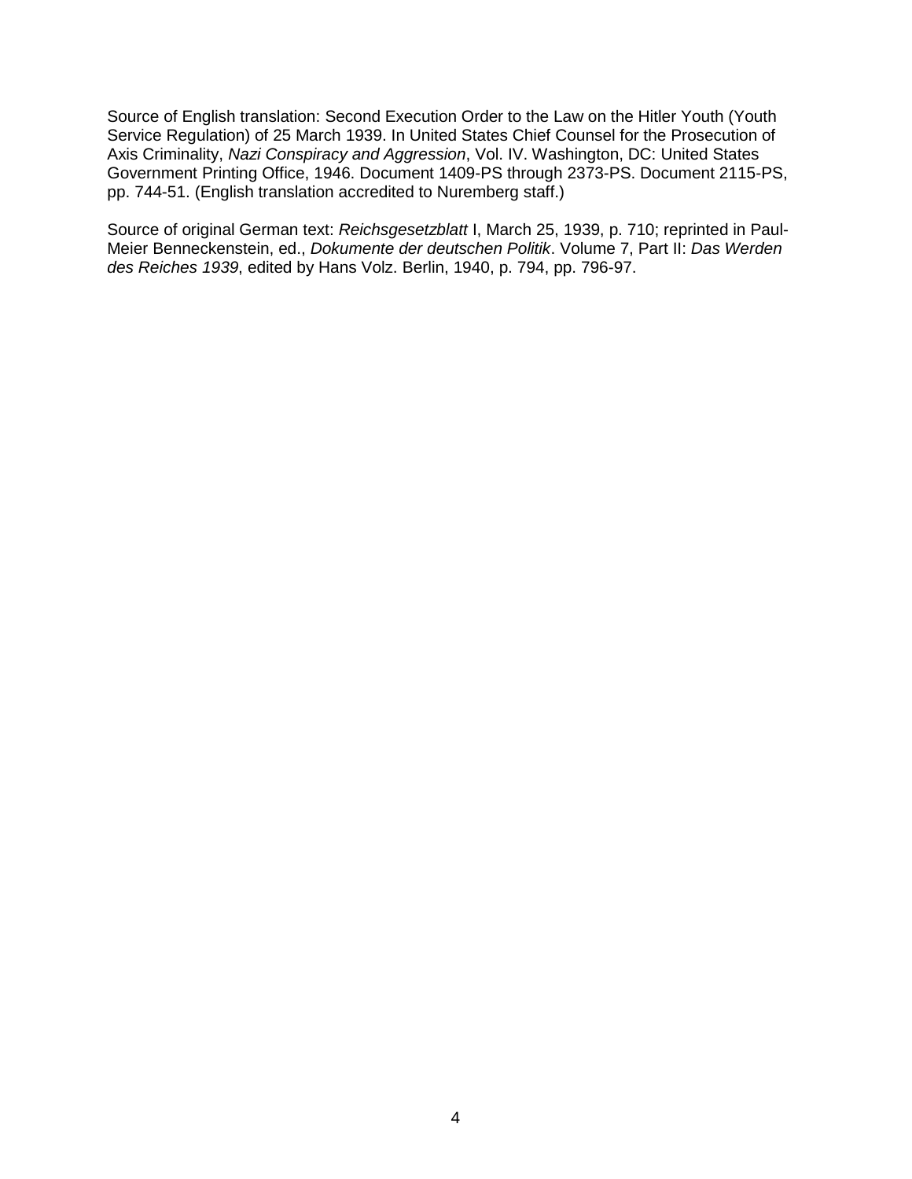Source of English translation: Second Execution Order to the Law on the Hitler Youth (Youth Service Regulation) of 25 March 1939. In United States Chief Counsel for the Prosecution of Axis Criminality, *Nazi Conspiracy and Aggression*, Vol. IV. Washington, DC: United States Government Printing Office, 1946. Document 1409-PS through 2373-PS. Document 2115-PS, pp. 744-51. (English translation accredited to Nuremberg staff.)

Source of original German text: *Reichsgesetzblatt* I, March 25, 1939, p. 710; reprinted in Paul-Meier Benneckenstein, ed., *Dokumente der deutschen Politik*. Volume 7, Part II: *Das Werden des Reiches 1939*, edited by Hans Volz. Berlin, 1940, p. 794, pp. 796-97.